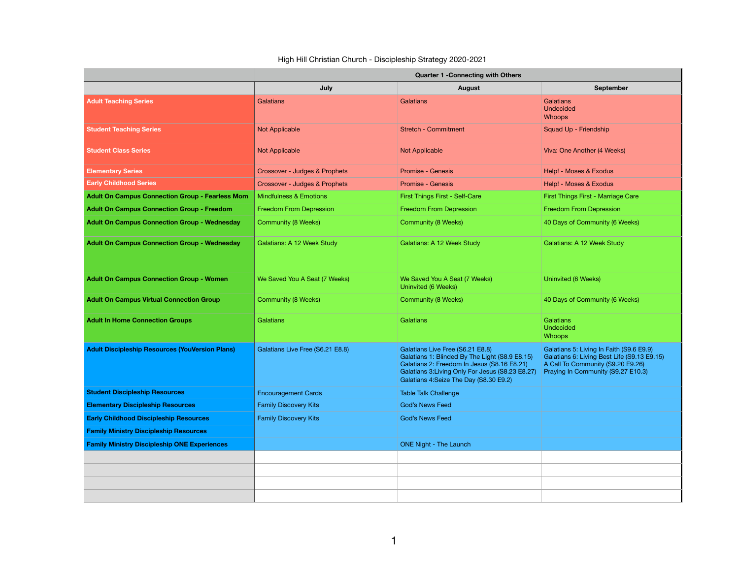High Hill Christian Church - Discipleship Strategy 2020-2021

| | Quarter 1 -Connecting with Others | | |
|---|---|---|---|
| | July | August | September |
| **Adult Teaching Series** | Galatians | Galatians | Galatians<br>Undecided<br>Whoops |
| **Student Teaching Series** | Not Applicable | Stretch - Commitment | Squad Up - Friendship |
| **Student Class Series** | Not Applicable | Not Applicable | Viva: One Another (4 Weeks) |
| **Elementary Series** | Crossover - Judges & Prophets | Promise - Genesis | Help! - Moses & Exodus |
| **Early Childhood Series** | Crossover - Judges & Prophets | Promise - Genesis | Help! - Moses & Exodus |
| **Adult On Campus Connection Group - Fearless Mom** | Mindfulness & Emotions | First Things First - Self-Care | First Things First - Marriage Care |
| **Adult On Campus Connection Group - Freedom** | Freedom From Depression | Freedom From Depression | Freedom From Depression |
| **Adult On Campus Connection Group - Wednesday** | Community (8 Weeks) | Community (8 Weeks) | 40 Days of Community (6 Weeks) |
| **Adult On Campus Connection Group - Wednesday** | Galatians: A 12 Week Study | Galatians: A 12 Week Study | Galatians: A 12 Week Study |
| **Adult On Campus Connection Group - Women** | We Saved You A Seat (7 Weeks) | We Saved You A Seat (7 Weeks)<br>Uninvited (6 Weeks) | Uninvited (6 Weeks) |
| **Adult On Campus Virtual Connection Group** | Community (8 Weeks) | Community (8 Weeks) | 40 Days of Community (6 Weeks) |
| **Adult In Home Connection Groups** | Galatians | Galatians | Galatians<br>Undecided<br>Whoops |
| **Adult Discipleship Resources (YouVersion Plans)** | Galatians Live Free (S6.21 E8.8) | Galatians Live Free (S6.21 E8.8)<br>Galatians 1: Blinded By The Light (S8.9 E8.15)<br>Galatians 2: Freedom In Jesus (S8.16 E8.21)<br>Galatians 3:Living Only For Jesus (S8.23 E8.27)<br>Galatians 4:Seize The Day (S8.30 E9.2) | Galatians 5: Living In Faith (S9.6 E9.9)<br>Galatians 6: Living Best Life (S9.13 E9.15)<br>A Call To Community (S9.20 E9.26)<br>Praying In Community (S9.27 E10.3) |
| **Student Discipleship Resources** | Encouragement Cards | Table Talk Challenge | |
| **Elementary Discipleship Resources** | Family Discovery Kits | God's News Feed | |
| **Early Childhood Discipleship Resources** | Family Discovery Kits | God's News Feed | |
| **Family Ministry Discipleship Resources** | | | |
| **Family Ministry Discipleship ONE Experiences** | | ONE Night - The Launch | |
| | | | |
| | | | |
| | | | |
| | | | |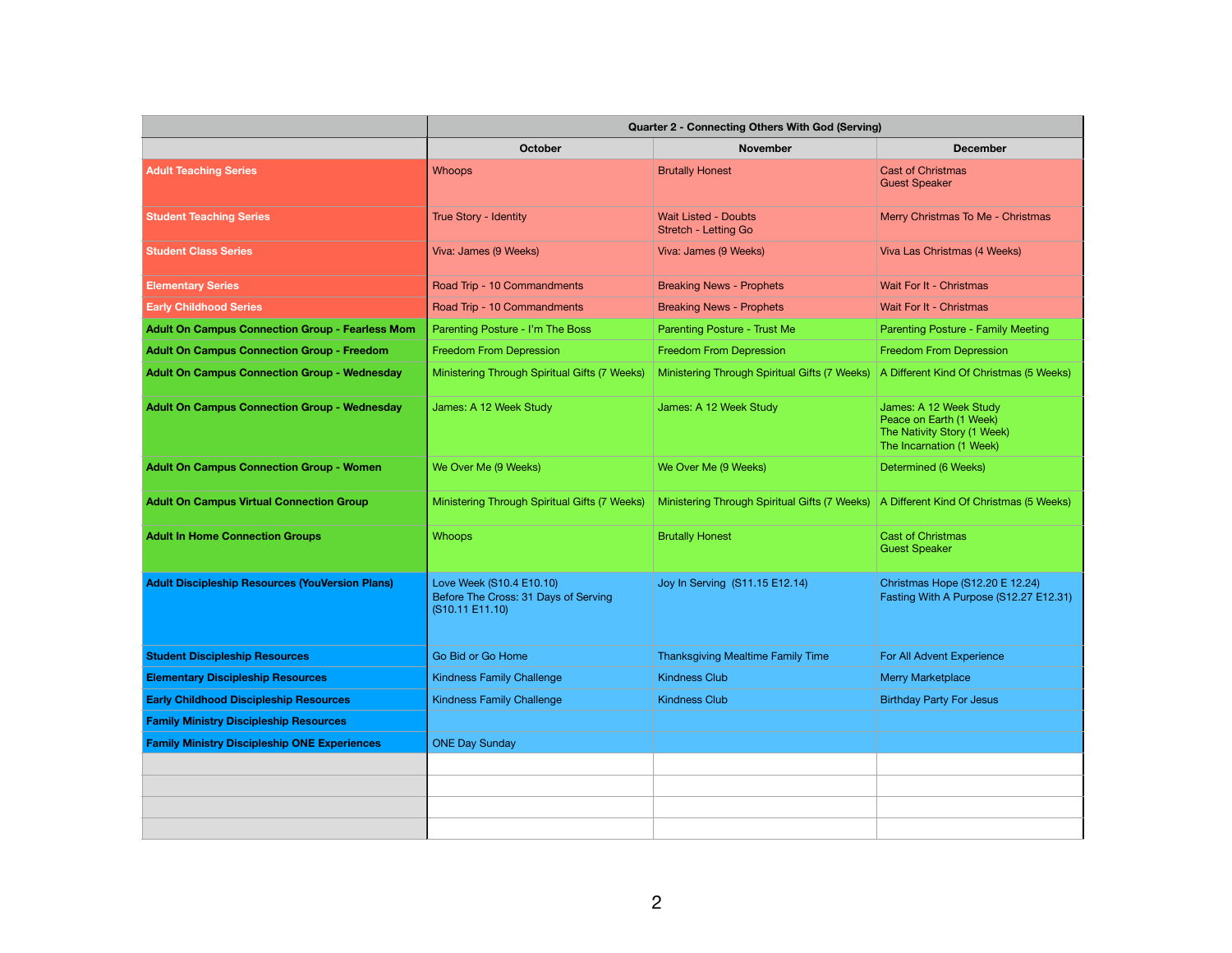| | Quarter 2 - Connecting Others With God (Serving) | | |
|---|---|---|---|
| | October | November | December |
| **Adult Teaching Series** | Whoops | Brutally Honest | Cast of Christmas<br>Guest Speaker |
| **Student Teaching Series** | True Story - Identity | Wait Listed - Doubts<br>Stretch - Letting Go | Merry Christmas To Me - Christmas |
| **Student Class Series** | Viva: James (9 Weeks) | Viva: James (9 Weeks) | Viva Las Christmas (4 Weeks) |
| **Elementary Series** | Road Trip - 10 Commandments | Breaking News - Prophets | Wait For It - Christmas |
| **Early Childhood Series** | Road Trip - 10 Commandments | Breaking News - Prophets | Wait For It - Christmas |
| **Adult On Campus Connection Group - Fearless Mom** | Parenting Posture - I'm The Boss | Parenting Posture - Trust Me | Parenting Posture - Family Meeting |
| **Adult On Campus Connection Group - Freedom** | Freedom From Depression | Freedom From Depression | Freedom From Depression |
| **Adult On Campus Connection Group - Wednesday** | Ministering Through Spiritual Gifts (7 Weeks) | Ministering Through Spiritual Gifts (7 Weeks) | A Different Kind Of Christmas (5 Weeks) |
| **Adult On Campus Connection Group - Wednesday** | James: A 12 Week Study | James: A 12 Week Study | James: A 12 Week Study<br>Peace on Earth (1 Week)<br>The Nativity Story (1 Week)<br>The Incarnation (1 Week) |
| **Adult On Campus Connection Group - Women** | We Over Me (9 Weeks) | We Over Me (9 Weeks) | Determined (6 Weeks) |
| **Adult On Campus Virtual Connection Group** | Ministering Through Spiritual Gifts (7 Weeks) | Ministering Through Spiritual Gifts (7 Weeks) | A Different Kind Of Christmas (5 Weeks) |
| **Adult In Home Connection Groups** | Whoops | Brutally Honest | Cast of Christmas<br>Guest Speaker |
| **Adult Discipleship Resources (YouVersion Plans)** | Love Week (S10.4 E10.10)<br>Before The Cross: 31 Days of Serving (S10.11 E11.10) | Joy In Serving (S11.15 E12.14) | Christmas Hope (S12.20 E 12.24)<br>Fasting With A Purpose (S12.27 E12.31) |
| **Student Discipleship Resources** | Go Bid or Go Home | Thanksgiving Mealtime Family Time | For All Advent Experience |
| **Elementary Discipleship Resources** | Kindness Family Challenge | Kindness Club | Merry Marketplace |
| **Early Childhood Discipleship Resources** | Kindness Family Challenge | Kindness Club | Birthday Party For Jesus |
| **Family Ministry Discipleship Resources** | | | |
| **Family Ministry Discipleship ONE Experiences** | ONE Day Sunday | | |
| | | | |
| | | | |
| | | | |
| | | | |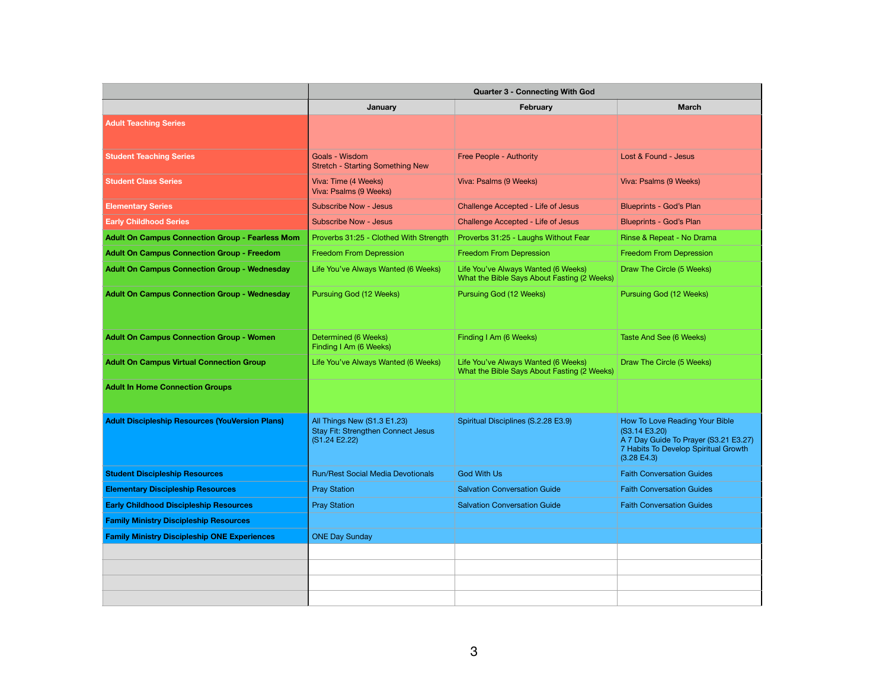| | Quarter 3 - Connecting With God | | |
|---|---|---|---|
| | January | February | March |
| **Adult Teaching Series** | | | |
| **Student Teaching Series** | Goals - Wisdom<br>Stretch - Starting Something New | Free People - Authority | Lost & Found - Jesus |
| **Student Class Series** | Viva: Time (4 Weeks)<br>Viva: Psalms (9 Weeks) | Viva: Psalms (9 Weeks) | Viva: Psalms (9 Weeks) |
| **Elementary Series** | Subscribe Now - Jesus | Challenge Accepted - Life of Jesus | Blueprints - God's Plan |
| **Early Childhood Series** | Subscribe Now - Jesus | Challenge Accepted - Life of Jesus | Blueprints - God's Plan |
| **Adult On Campus Connection Group - Fearless Mom** | Proverbs 31:25 - Clothed With Strength | Proverbs 31:25 - Laughs Without Fear | Rinse & Repeat - No Drama |
| **Adult On Campus Connection Group - Freedom** | Freedom From Depression | Freedom From Depression | Freedom From Depression |
| **Adult On Campus Connection Group - Wednesday** | Life You've Always Wanted (6 Weeks) | Life You've Always Wanted (6 Weeks)<br>What the Bible Says About Fasting (2 Weeks) | Draw The Circle (5 Weeks) |
| **Adult On Campus Connection Group - Wednesday** | Pursuing God (12 Weeks) | Pursuing God (12 Weeks) | Pursuing God (12 Weeks) |
| **Adult On Campus Connection Group - Women** | Determined (6 Weeks)<br>Finding I Am (6 Weeks) | Finding I Am (6 Weeks) | Taste And See (6 Weeks) |
| **Adult On Campus Virtual Connection Group** | Life You've Always Wanted (6 Weeks) | Life You've Always Wanted (6 Weeks)<br>What the Bible Says About Fasting (2 Weeks) | Draw The Circle (5 Weeks) |
| **Adult In Home Connection Groups** | | | |
| **Adult Discipleship Resources (YouVersion Plans)** | All Things New (S1.3 E1.23)<br>Stay Fit: Strengthen Connect Jesus (S1.24 E2.22) | Spiritual Disciplines (S.2.28 E3.9) | How To Love Reading Your Bible (S3.14 E3.20)<br>A 7 Day Guide To Prayer (S3.21 E3.27)<br>7 Habits To Develop Spiritual Growth (3.28 E4.3) |
| **Student Discipleship Resources** | Run/Rest Social Media Devotionals | God With Us | Faith Conversation Guides |
| **Elementary Discipleship Resources** | Pray Station | Salvation Conversation Guide | Faith Conversation Guides |
| **Early Childhood Discipleship Resources** | Pray Station | Salvation Conversation Guide | Faith Conversation Guides |
| **Family Ministry Discipleship Resources** | | | |
| **Family Ministry Discipleship ONE Experiences** | ONE Day Sunday | | |
| | | | |
| | | | |
| | | | |
| | | | |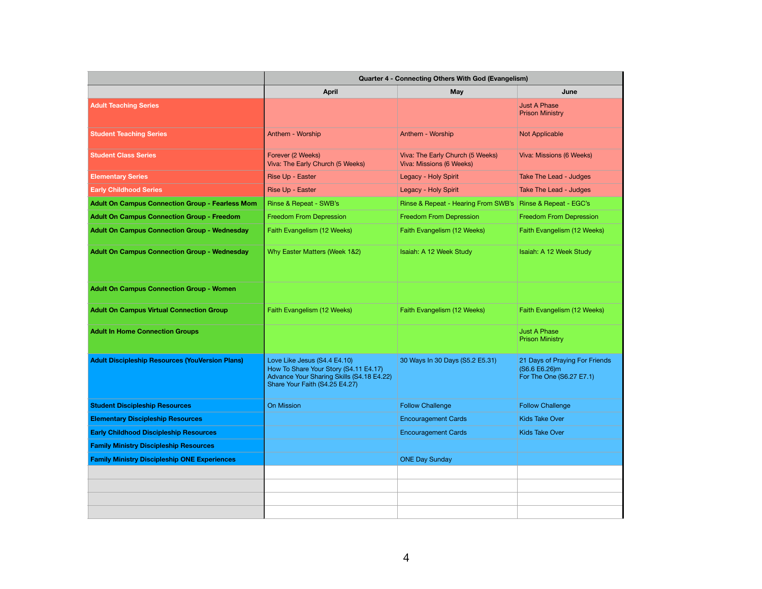| | Quarter 4 - Connecting Others With God (Evangelism) | | |
|---|---|---|---|
| | April | May | June |
| Adult Teaching Series | | | Just A Phase<br>Prison Ministry |
| Student Teaching Series | Anthem - Worship | Anthem - Worship | Not Applicable |
| Student Class Series | Forever (2 Weeks)<br>Viva: The Early Church (5 Weeks) | Viva: The Early Church (5 Weeks)<br>Viva: Missions (6 Weeks) | Viva: Missions (6 Weeks) |
| Elementary Series | Rise Up - Easter | Legacy - Holy Spirit | Take The Lead - Judges |
| Early Childhood Series | Rise Up - Easter | Legacy - Holy Spirit | Take The Lead - Judges |
| Adult On Campus Connection Group - Fearless Mom | Rinse & Repeat - SWB's | Rinse & Repeat - Hearing From SWB's | Rinse & Repeat - EGC's |
| Adult On Campus Connection Group - Freedom | Freedom From Depression | Freedom From Depression | Freedom From Depression |
| Adult On Campus Connection Group - Wednesday | Faith Evangelism (12 Weeks) | Faith Evangelism (12 Weeks) | Faith Evangelism (12 Weeks) |
| Adult On Campus Connection Group - Wednesday | Why Easter Matters (Week 1&2) | Isaiah: A 12 Week Study | Isaiah: A 12 Week Study |
| Adult On Campus Connection Group - Women | | | |
| Adult On Campus Virtual Connection Group | Faith Evangelism (12 Weeks) | Faith Evangelism (12 Weeks) | Faith Evangelism (12 Weeks) |
| Adult In Home Connection Groups | | | Just A Phase<br>Prison Ministry |
| Adult Discipleship Resources (YouVersion Plans) | Love Like Jesus (S4.4 E4.10)<br>How To Share Your Story (S4.11 E4.17)<br>Advance Your Sharing Skills (S4.18 E4.22)<br>Share Your Faith (S4.25 E4.27) | 30 Ways In 30 Days (S5.2 E5.31) | 21 Days of Praying For Friends (S6.6 E6.26)m<br>For The One (S6.27 E7.1) |
| Student Discipleship Resources | On Mission | Follow Challenge | Follow Challenge |
| Elementary Discipleship Resources | | Encouragement Cards | Kids Take Over |
| Early Childhood Discipleship Resources | | Encouragement Cards | Kids Take Over |
| Family Ministry Discipleship Resources | | | |
| Family Ministry Discipleship ONE Experiences | | ONE Day Sunday | |
| | | | |
| | | | |
| | | | |
| | | | |